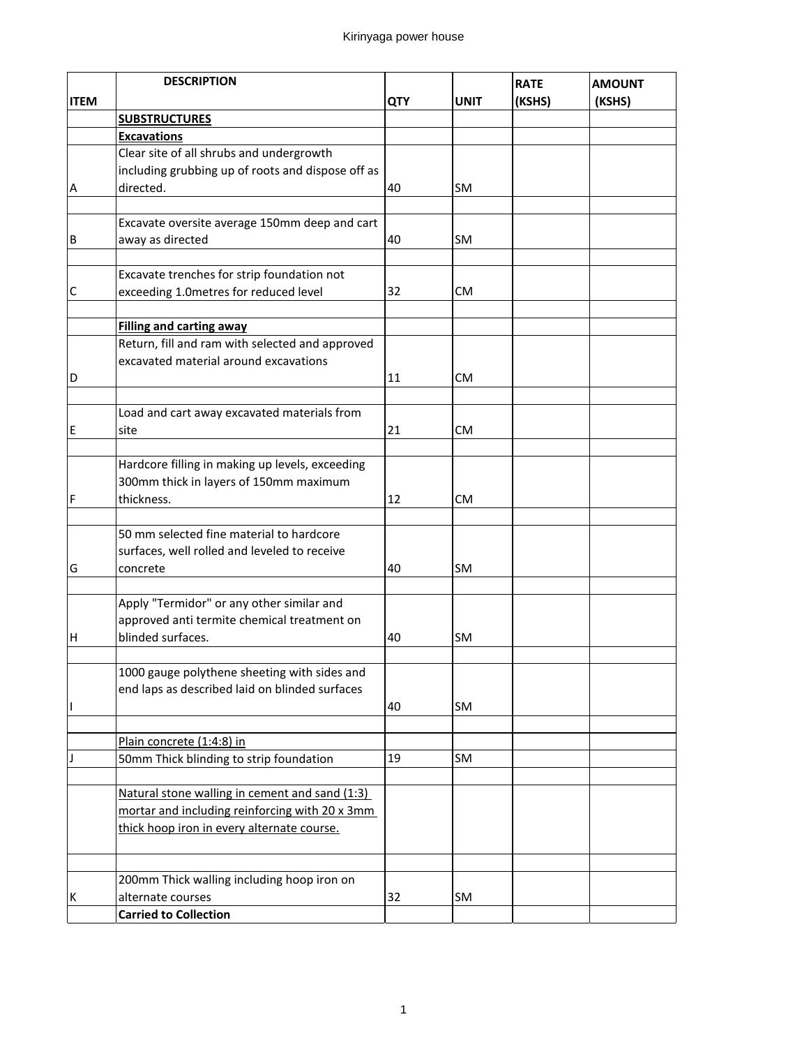| ITEM | DESCRIPTION | QTY | UNIT | RATE (KSHS) | AMOUNT (KSHS) |
|---|---|---|---|---|---|
| | **SUBSTRUCTURES** | | | | |
| | **Excavations** | | | | |
| A | Clear site of all shrubs and undergrowth including grubbing up of roots and dispose off as directed. | 40 | SM | | |
| | | | | | |
| B | Excavate oversite average 150mm deep and cart away as directed | 40 | SM | | |
| | | | | | |
| C | Excavate trenches for strip foundation not exceeding 1.0metres for reduced level | 32 | CM | | |
| | | | | | |
| | **Filling and carting away** | | | | |
| D | Return, fill and ram with selected and approved excavated material around excavations | 11 | CM | | |
| | | | | | |
| E | Load and cart away excavated materials from site | 21 | CM | | |
| | | | | | |
| F | Hardcore filling in making up levels, exceeding 300mm thick in layers of 150mm maximum thickness. | 12 | CM | | |
| | | | | | |
| G | 50 mm selected fine material to hardcore surfaces, well rolled and leveled to receive concrete | 40 | SM | | |
| | | | | | |
| H | Apply "Termidor" or any other similar and approved anti termite chemical treatment on blinded surfaces. | 40 | SM | | |
| | | | | | |
| I | 1000 gauge polythene sheeting with sides and end laps as described laid on blinded surfaces | 40 | SM | | |
| | | | | | |
| | Plain concrete (1:4:8) in | | | | |
| J | 50mm Thick blinding to strip foundation | 19 | SM | | |
| | | | | | |
| | Natural stone walling in cement and sand (1:3) mortar and including reinforcing with 20 x 3mm thick hoop iron in every alternate course. | | | | |
| | | | | | |
| K | 200mm Thick walling including hoop iron on alternate courses | 32 | SM | | |
| | **Carried to Collection** | | | | |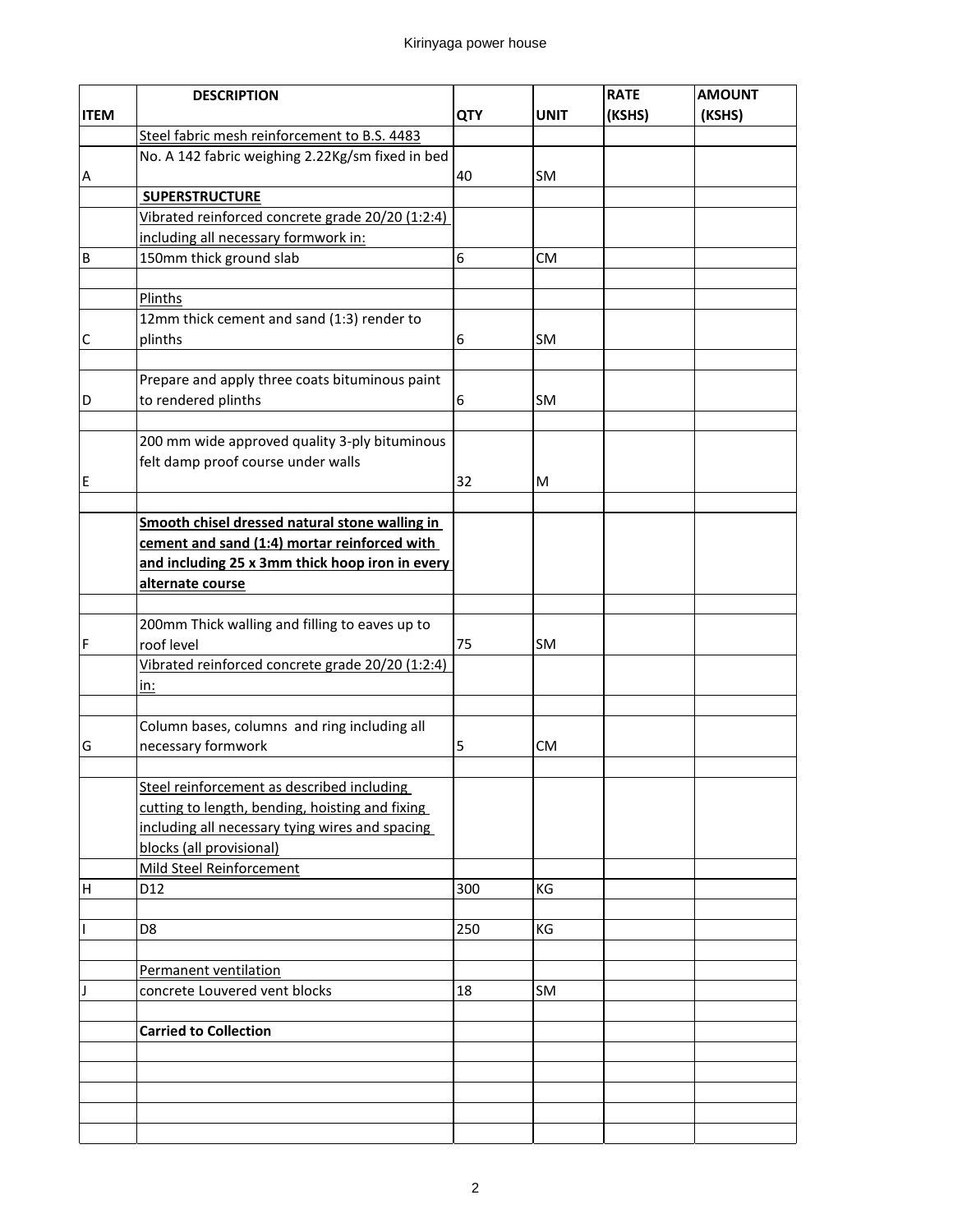| ITEM | DESCRIPTION | QTY | UNIT | RATE (KSHS) | AMOUNT (KSHS) |
|---|---|---|---|---|---|
| | Steel fabric mesh reinforcement to B.S. 4483 | | | | |
| A | No. A 142 fabric weighing 2.22Kg/sm fixed in bed | 40 | SM | | |
| | **SUPERSTRUCTURE** | | | | |
| | Vibrated reinforced concrete grade 20/20 (1:2:4) including all necessary formwork in: | | | | |
| B | 150mm thick ground slab | 6 | CM | | |
| | | | | | |
| | Plinths | | | | |
| C | 12mm thick cement and sand (1:3) render to plinths | 6 | SM | | |
| | | | | | |
| D | Prepare and apply three coats bituminous paint to rendered plinths | 6 | SM | | |
| | | | | | |
| E | 200 mm wide approved quality 3-ply bituminous felt damp proof course under walls | 32 | M | | |
| | | | | | |
| | **Smooth chisel dressed natural stone walling in cement and sand (1:4) mortar reinforced with and including 25 x 3mm thick hoop iron in every alternate course** | | | | |
| | | | | | |
| F | 200mm Thick walling and filling to eaves up to roof level | 75 | SM | | |
| | Vibrated reinforced concrete grade 20/20 (1:2:4) in: | | | | |
| | | | | | |
| G | Column bases, columns and ring including all necessary formwork | 5 | CM | | |
| | | | | | |
| | Steel reinforcement as described including cutting to length, bending, hoisting and fixing including all necessary tying wires and spacing blocks (all provisional) | | | | |
| | Mild Steel Reinforcement | | | | |
| H | D12 | 300 | KG | | |
| | | | | | |
| I | D8 | 250 | KG | | |
| | | | | | |
| | Permanent ventilation | | | | |
| J | concrete Louvered vent blocks | 18 | SM | | |
| | | | | | |
| | **Carried to Collection** | | | | |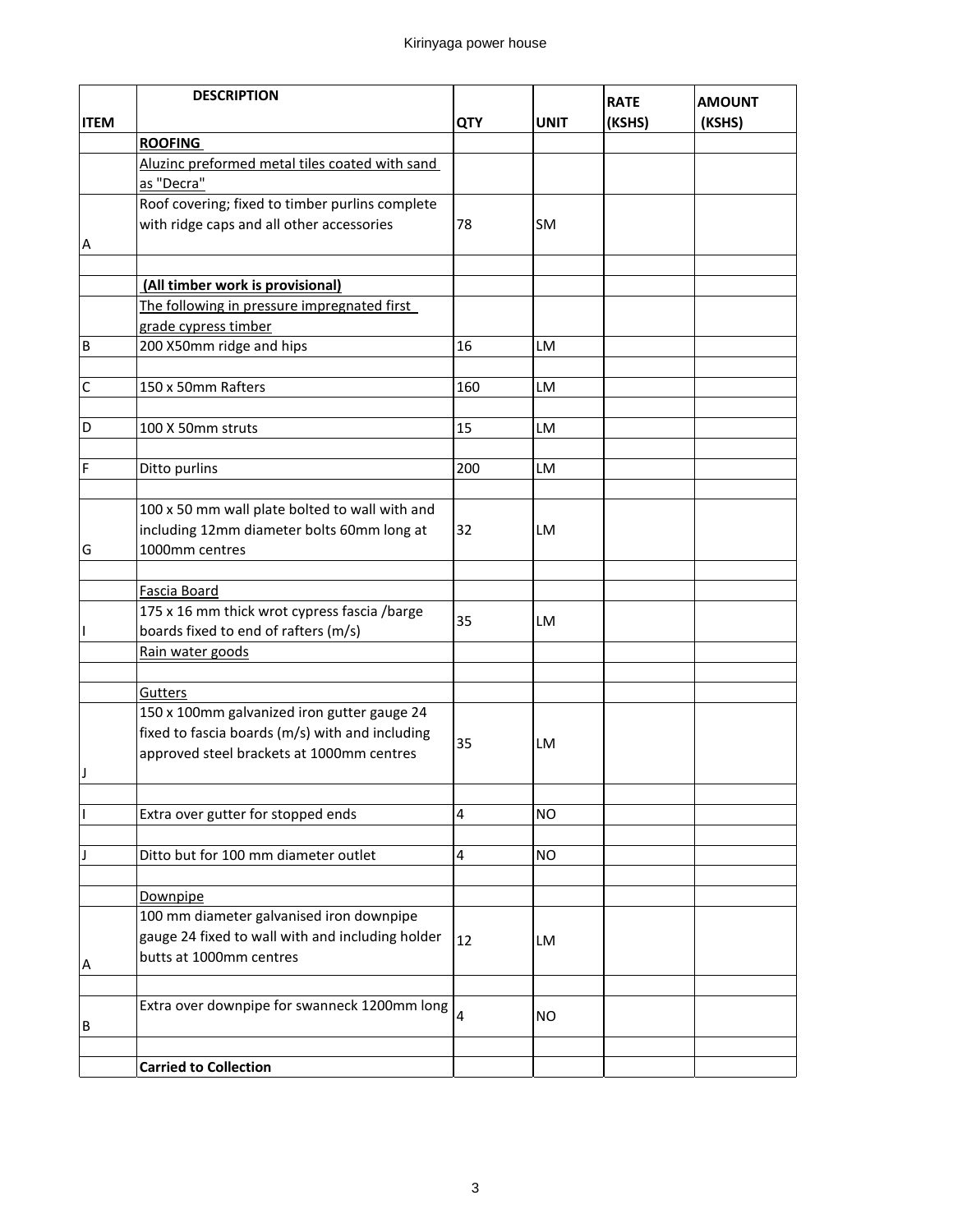| ITEM | DESCRIPTION | QTY | UNIT | RATE (KSHS) | AMOUNT (KSHS) |
|---|---|---|---|---|---|
| | **ROOFING** | | | | |
| | Aluzinc preformed metal tiles coated with sand as "Decra" | | | | |
| A | Roof covering; fixed to timber purlins complete with ridge caps and all other accessories | 78 | SM | | |
| | | | | | |
| | **(All timber work is provisional)** | | | | |
| | The following in pressure impregnated first grade cypress timber | | | | |
| B | 200 X50mm ridge and hips | 16 | LM | | |
| | | | | | |
| C | 150 x 50mm Rafters | 160 | LM | | |
| | | | | | |
| D | 100 X 50mm struts | 15 | LM | | |
| | | | | | |
| F | Ditto purlins | 200 | LM | | |
| | | | | | |
| G | 100 x 50 mm wall plate bolted to wall with and including 12mm diameter bolts 60mm long at 1000mm centres | 32 | LM | | |
| | | | | | |
| | Fascia Board | | | | |
| I | 175 x 16 mm thick wrot cypress fascia /barge boards fixed to end of rafters (m/s) | 35 | LM | | |
| | Rain water goods | | | | |
| | | | | | |
| | Gutters | | | | |
| J | 150 x 100mm galvanized iron gutter gauge 24 fixed to fascia boards (m/s) with and including approved steel brackets at 1000mm centres | 35 | LM | | |
| | | | | | |
| I | Extra over gutter for stopped ends | 4 | NO | | |
| | | | | | |
| J | Ditto but for 100 mm diameter outlet | 4 | NO | | |
| | | | | | |
| | Downpipe | | | | |
| A | 100 mm diameter galvanised iron downpipe gauge 24 fixed to wall with and including holder butts at 1000mm centres | 12 | LM | | |
| | | | | | |
| B | Extra over downpipe for swanneck 1200mm long | 4 | NO | | |
| | | | | | |
| | **Carried to Collection** | | | | |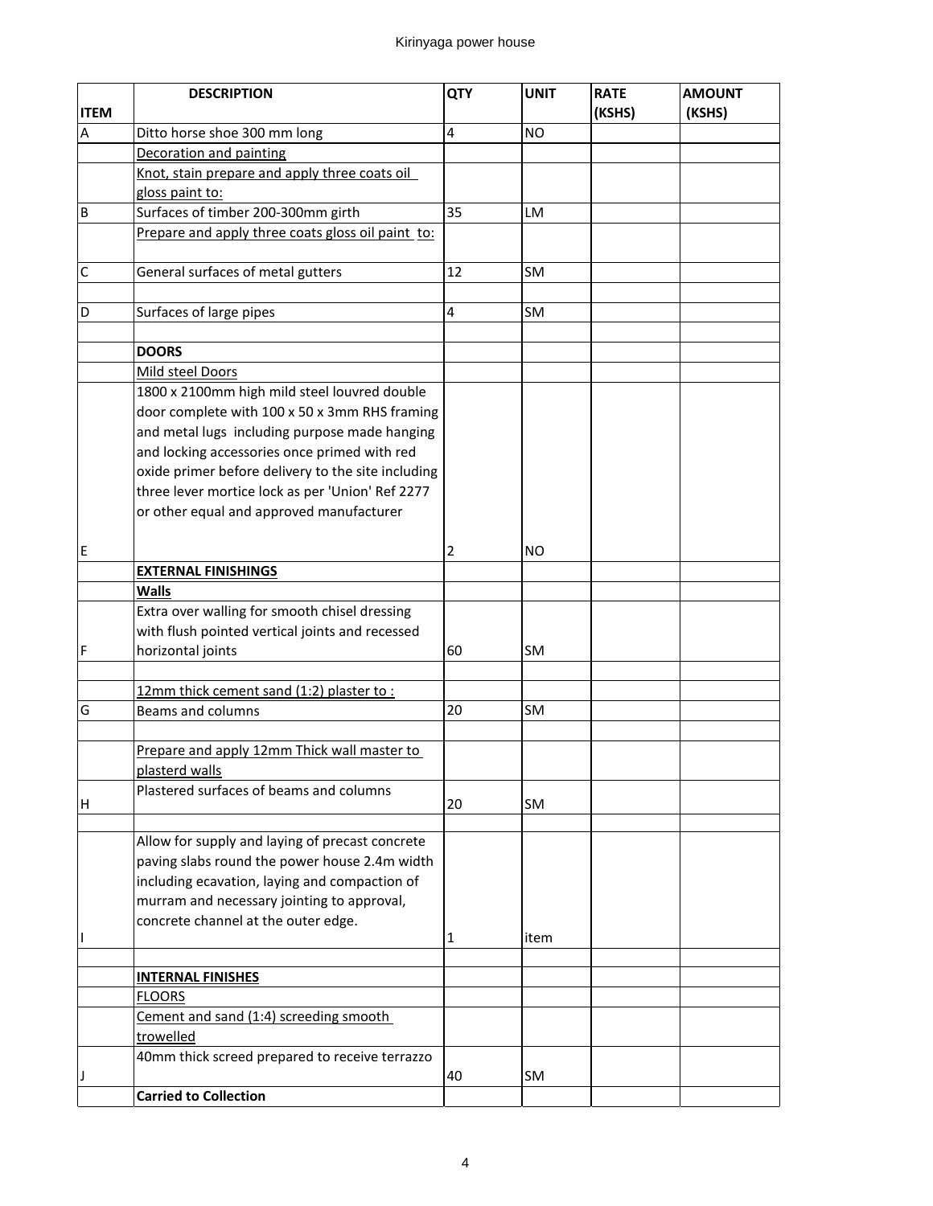| ITEM | DESCRIPTION | QTY | UNIT | RATE (KSHS) | AMOUNT (KSHS) |
|---|---|---|---|---|---|
| A | Ditto horse shoe 300 mm long | 4 | NO | | |
| | Decoration and painting | | | | |
| | Knot, stain prepare and apply three coats oil gloss paint to: | | | | |
| B | Surfaces of timber 200-300mm girth | 35 | LM | | |
| | Prepare and apply three coats gloss oil paint to: | | | | |
| C | General surfaces of metal gutters | 12 | SM | | |
| | | | | | |
| D | Surfaces of large pipes | 4 | SM | | |
| | | | | | |
| | **DOORS** | | | | |
| | Mild steel Doors | | | | |
| E | 1800 x 2100mm high mild steel louvred double door complete with 100 x 50 x 3mm RHS framing and metal lugs including purpose made hanging and locking accessories once primed with red oxide primer before delivery to the site including three lever mortice lock as per 'Union' Ref 2277 or other equal and approved manufacturer | 2 | NO | | |
| | **EXTERNAL FINISHINGS** | | | | |
| | **Walls** | | | | |
| F | Extra over walling for smooth chisel dressing with flush pointed vertical joints and recessed horizontal joints | 60 | SM | | |
| | | | | | |
| | 12mm thick cement sand (1:2) plaster to : | | | | |
| G | Beams and columns | 20 | SM | | |
| | | | | | |
| | Prepare and apply 12mm Thick wall master to plasterd walls | | | | |
| H | Plastered surfaces of beams and columns | 20 | SM | | |
| | | | | | |
| I | Allow for supply and laying of precast concrete paving slabs round the power house 2.4m width including ecavation, laying and compaction of murram and necessary jointing to approval, concrete channel at the outer edge. | 1 | item | | |
| | | | | | |
| | **INTERNAL FINISHES** | | | | |
| | FLOORS | | | | |
| | Cement and sand (1:4) screeding smooth trowelled | | | | |
| J | 40mm thick screed prepared to receive terrazzo | 40 | SM | | |
| | **Carried to Collection** | | | | |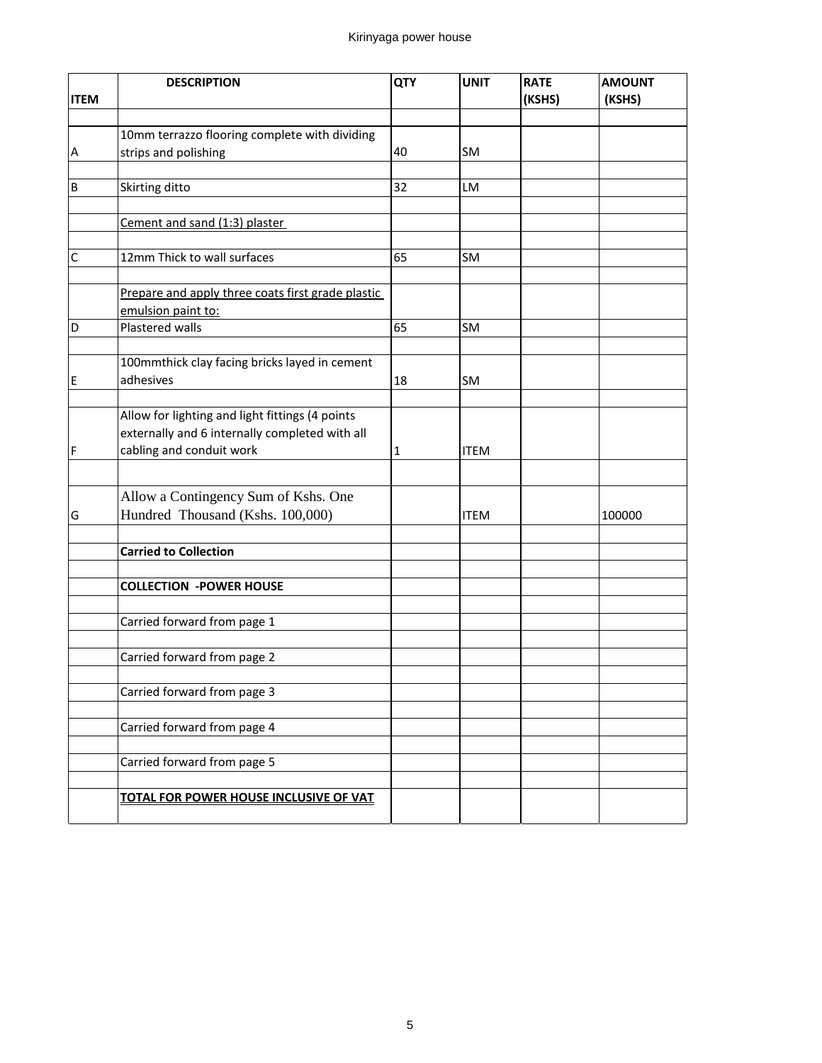| ITEM | DESCRIPTION | QTY | UNIT | RATE (KSHS) | AMOUNT (KSHS) |
|---|---|---|---|---|---|
| | | | | | |
| A | 10mm terrazzo flooring complete with dividing strips and polishing | 40 | SM | | |
| | | | | | |
| B | Skirting ditto | 32 | LM | | |
| | | | | | |
| | <u>Cement and sand (1:3) plaster</u> | | | | |
| | | | | | |
| C | 12mm Thick to wall surfaces | 65 | SM | | |
| | | | | | |
| | <u>Prepare and apply three coats first grade plastic emulsion paint to:</u> | | | | |
| D | Plastered walls | 65 | SM | | |
| | | | | | |
| E | 100mmthick clay facing bricks layed in cement adhesives | 18 | SM | | |
| | | | | | |
| F | Allow for lighting and light fittings (4 points externally and 6 internally completed with all cabling and conduit work | 1 | ITEM | | |
| | | | | | |
| G | Allow a Contingency Sum of Kshs. One Hundred Thousand (Kshs. 100,000) | | ITEM | | 100000 |
| | | | | | |
| | **Carried to Collection** | | | | |
| | | | | | |
| | **COLLECTION -POWER HOUSE** | | | | |
| | | | | | |
| | Carried forward from page 1 | | | | |
| | | | | | |
| | Carried forward from page 2 | | | | |
| | | | | | |
| | Carried forward from page 3 | | | | |
| | | | | | |
| | Carried forward from page 4 | | | | |
| | | | | | |
| | Carried forward from page 5 | | | | |
| | | | | | |
| | **<u>TOTAL FOR POWER HOUSE INCLUSIVE OF VAT</u>** | | | | |